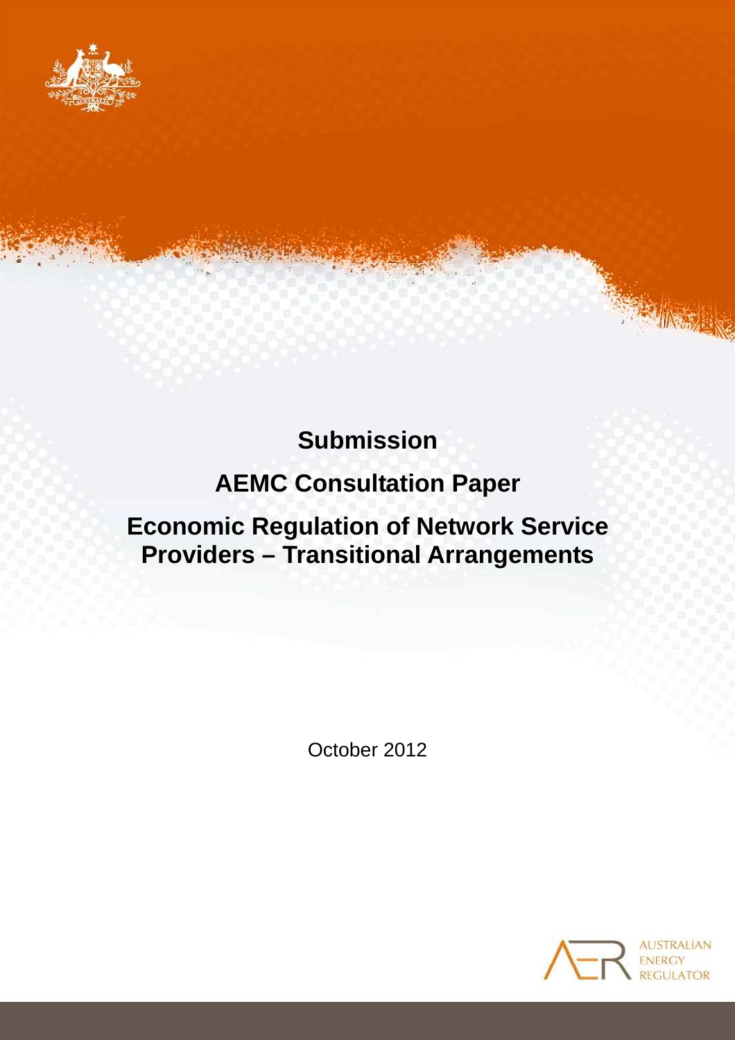# Submission

## AEMC Consultation Paper

## Economic Regulation of Network Service Providers – Transitional Arrangements

October 2012

AUSTRALIAN ENERGY REGULATOR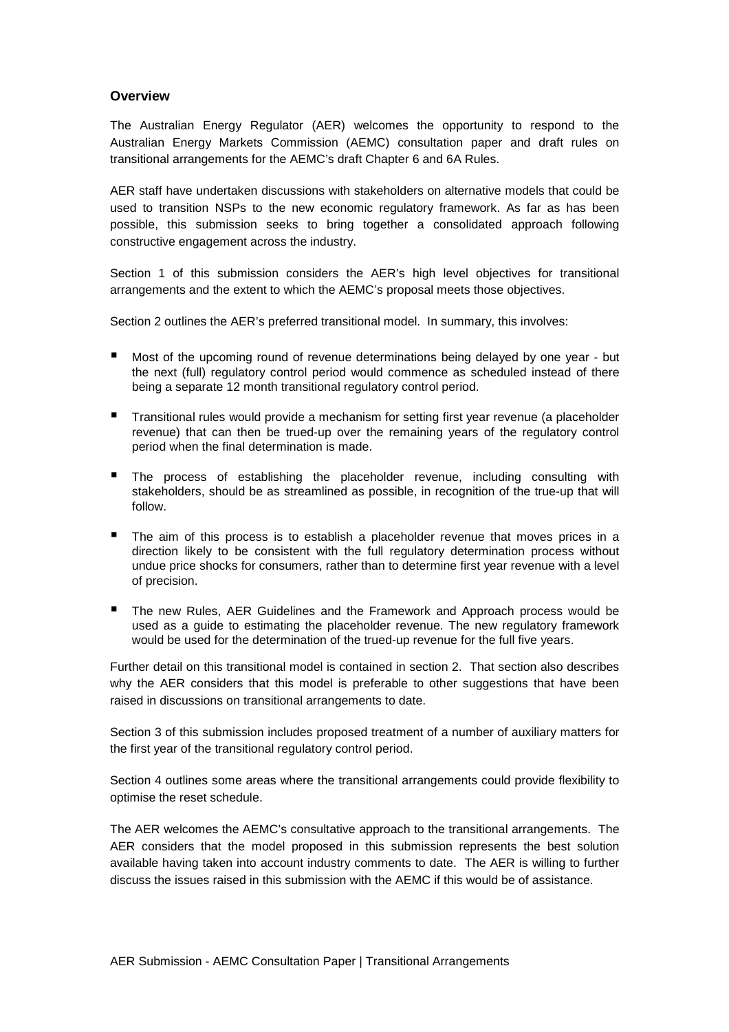## Overview

The Australian Energy Regulator (AER) welcomes the opportunity to respond to the Australian Energy Markets Commission (AEMC) consultation paper and draft rules on transitional arrangements for the AEMC's draft Chapter 6 and 6A Rules.

AER staff have undertaken discussions with stakeholders on alternative models that could be used to transition NSPs to the new economic regulatory framework. As far as has been possible, this submission seeks to bring together a consolidated approach following constructive engagement across the industry.

Section 1 of this submission considers the AER's high level objectives for transitional arrangements and the extent to which the AEMC's proposal meets those objectives.

Section 2 outlines the AER's preferred transitional model. In summary, this involves:

- Most of the upcoming round of revenue determinations being delayed by one year - but the next (full) regulatory control period would commence as scheduled instead of there being a separate 12 month transitional regulatory control period.
- Transitional rules would provide a mechanism for setting first year revenue (a placeholder revenue) that can then be trued-up over the remaining years of the regulatory control period when the final determination is made.
- The process of establishing the placeholder revenue, including consulting with stakeholders, should be as streamlined as possible, in recognition of the true-up that will follow.
- The aim of this process is to establish a placeholder revenue that moves prices in a direction likely to be consistent with the full regulatory determination process without undue price shocks for consumers, rather than to determine first year revenue with a level of precision.
- The new Rules, AER Guidelines and the Framework and Approach process would be used as a guide to estimating the placeholder revenue. The new regulatory framework would be used for the determination of the trued-up revenue for the full five years.

Further detail on this transitional model is contained in section 2. That section also describes why the AER considers that this model is preferable to other suggestions that have been raised in discussions on transitional arrangements to date.

Section 3 of this submission includes proposed treatment of a number of auxiliary matters for the first year of the transitional regulatory control period.

Section 4 outlines some areas where the transitional arrangements could provide flexibility to optimise the reset schedule.

The AER welcomes the AEMC's consultative approach to the transitional arrangements. The AER considers that the model proposed in this submission represents the best solution available having taken into account industry comments to date. The AER is willing to further discuss the issues raised in this submission with the AEMC if this would be of assistance.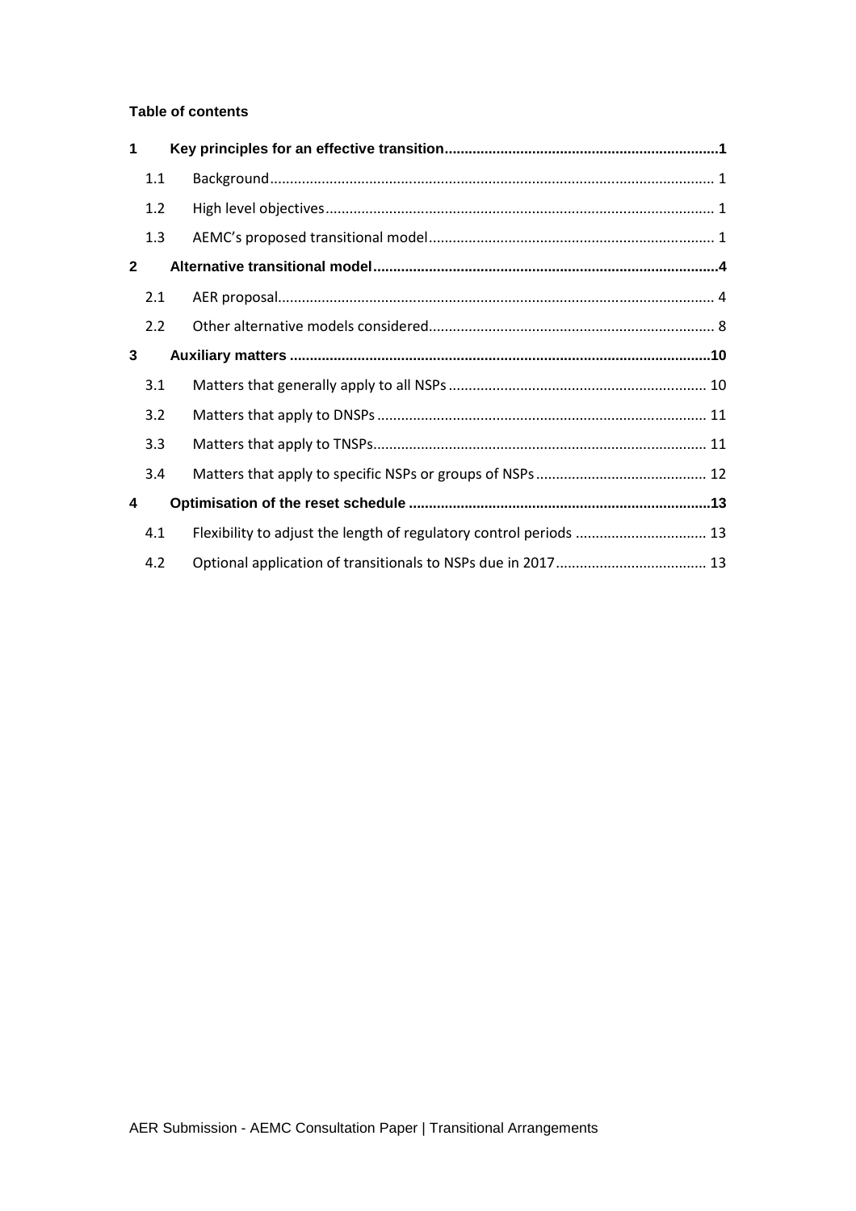**Table of contents**

| | | |
|---|---|---|
| **1** | **Key principles for an effective transition** | **1** |
| 1.1 | Background | 1 |
| 1.2 | High level objectives | 1 |
| 1.3 | AEMC's proposed transitional model | 1 |
| **2** | **Alternative transitional model** | **4** |
| 2.1 | AER proposal | 4 |
| 2.2 | Other alternative models considered | 8 |
| **3** | **Auxiliary matters** | **10** |
| 3.1 | Matters that generally apply to all NSPs | 10 |
| 3.2 | Matters that apply to DNSPs | 11 |
| 3.3 | Matters that apply to TNSPs | 11 |
| 3.4 | Matters that apply to specific NSPs or groups of NSPs | 12 |
| **4** | **Optimisation of the reset schedule** | **13** |
| 4.1 | Flexibility to adjust the length of regulatory control periods | 13 |
| 4.2 | Optional application of transitionals to NSPs due in 2017 | 13 |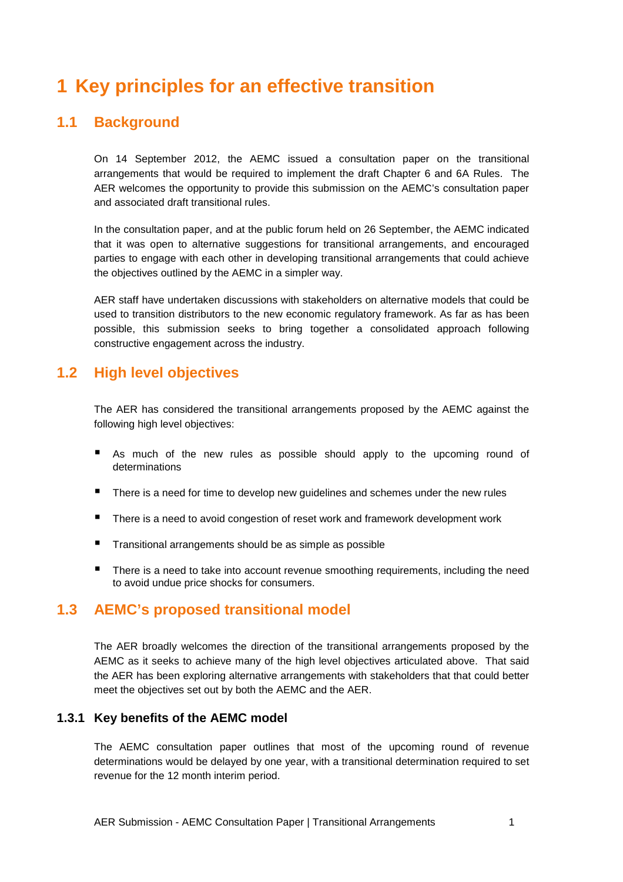# 1 Key principles for an effective transition

## 1.1 Background

On 14 September 2012, the AEMC issued a consultation paper on the transitional arrangements that would be required to implement the draft Chapter 6 and 6A Rules. The AER welcomes the opportunity to provide this submission on the AEMC's consultation paper and associated draft transitional rules.

In the consultation paper, and at the public forum held on 26 September, the AEMC indicated that it was open to alternative suggestions for transitional arrangements, and encouraged parties to engage with each other in developing transitional arrangements that could achieve the objectives outlined by the AEMC in a simpler way.

AER staff have undertaken discussions with stakeholders on alternative models that could be used to transition distributors to the new economic regulatory framework. As far as has been possible, this submission seeks to bring together a consolidated approach following constructive engagement across the industry.

## 1.2 High level objectives

The AER has considered the transitional arrangements proposed by the AEMC against the following high level objectives:

- As much of the new rules as possible should apply to the upcoming round of determinations
- There is a need for time to develop new guidelines and schemes under the new rules
- There is a need to avoid congestion of reset work and framework development work
- Transitional arrangements should be as simple as possible
- There is a need to take into account revenue smoothing requirements, including the need to avoid undue price shocks for consumers.

## 1.3 AEMC's proposed transitional model

The AER broadly welcomes the direction of the transitional arrangements proposed by the AEMC as it seeks to achieve many of the high level objectives articulated above. That said the AER has been exploring alternative arrangements with stakeholders that that could better meet the objectives set out by both the AEMC and the AER.

### 1.3.1 Key benefits of the AEMC model

The AEMC consultation paper outlines that most of the upcoming round of revenue determinations would be delayed by one year, with a transitional determination required to set revenue for the 12 month interim period.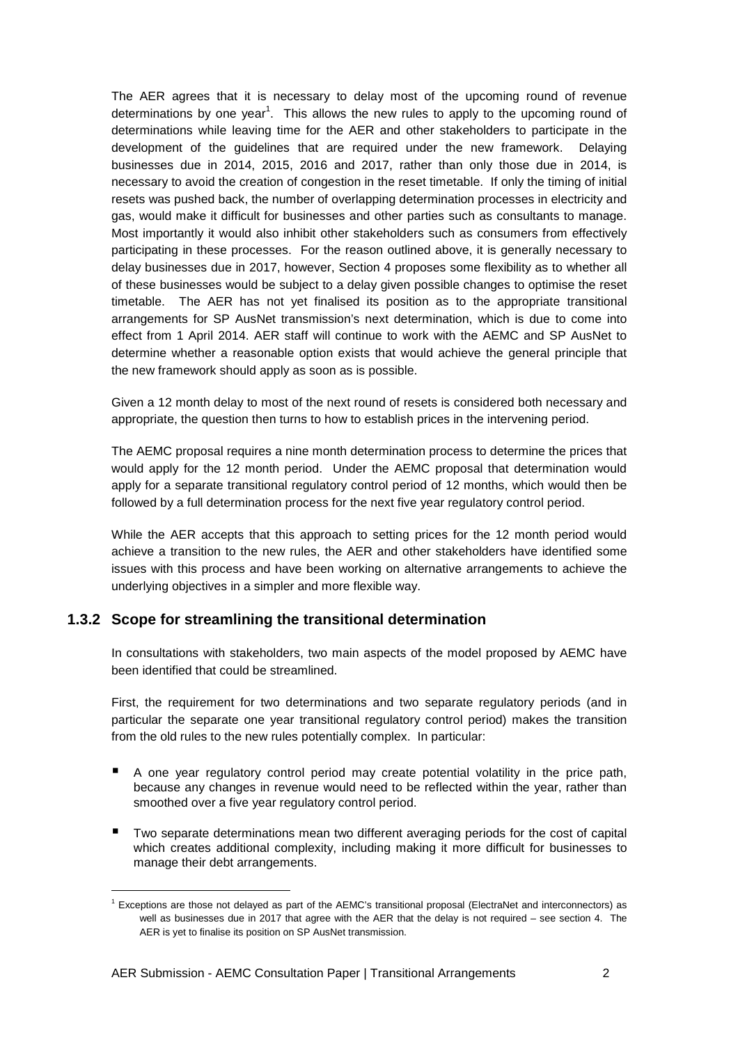The AER agrees that it is necessary to delay most of the upcoming round of revenue determinations by one year[1]. This allows the new rules to apply to the upcoming round of determinations while leaving time for the AER and other stakeholders to participate in the development of the guidelines that are required under the new framework. Delaying businesses due in 2014, 2015, 2016 and 2017, rather than only those due in 2014, is necessary to avoid the creation of congestion in the reset timetable. If only the timing of initial resets was pushed back, the number of overlapping determination processes in electricity and gas, would make it difficult for businesses and other parties such as consultants to manage. Most importantly it would also inhibit other stakeholders such as consumers from effectively participating in these processes. For the reason outlined above, it is generally necessary to delay businesses due in 2017, however, Section 4 proposes some flexibility as to whether all of these businesses would be subject to a delay given possible changes to optimise the reset timetable. The AER has not yet finalised its position as to the appropriate transitional arrangements for SP AusNet transmission's next determination, which is due to come into effect from 1 April 2014. AER staff will continue to work with the AEMC and SP AusNet to determine whether a reasonable option exists that would achieve the general principle that the new framework should apply as soon as is possible.

Given a 12 month delay to most of the next round of resets is considered both necessary and appropriate, the question then turns to how to establish prices in the intervening period.

The AEMC proposal requires a nine month determination process to determine the prices that would apply for the 12 month period. Under the AEMC proposal that determination would apply for a separate transitional regulatory control period of 12 months, which would then be followed by a full determination process for the next five year regulatory control period.

While the AER accepts that this approach to setting prices for the 12 month period would achieve a transition to the new rules, the AER and other stakeholders have identified some issues with this process and have been working on alternative arrangements to achieve the underlying objectives in a simpler and more flexible way.

### 1.3.2 Scope for streamlining the transitional determination

In consultations with stakeholders, two main aspects of the model proposed by AEMC have been identified that could be streamlined.

First, the requirement for two determinations and two separate regulatory periods (and in particular the separate one year transitional regulatory control period) makes the transition from the old rules to the new rules potentially complex. In particular:

- A one year regulatory control period may create potential volatility in the price path, because any changes in revenue would need to be reflected within the year, rather than smoothed over a five year regulatory control period.
- Two separate determinations mean two different averaging periods for the cost of capital which creates additional complexity, including making it more difficult for businesses to manage their debt arrangements.

[1] Exceptions are those not delayed as part of the AEMC's transitional proposal (ElectraNet and interconnectors) as well as businesses due in 2017 that agree with the AER that the delay is not required – see section 4. The AER is yet to finalise its position on SP AusNet transmission.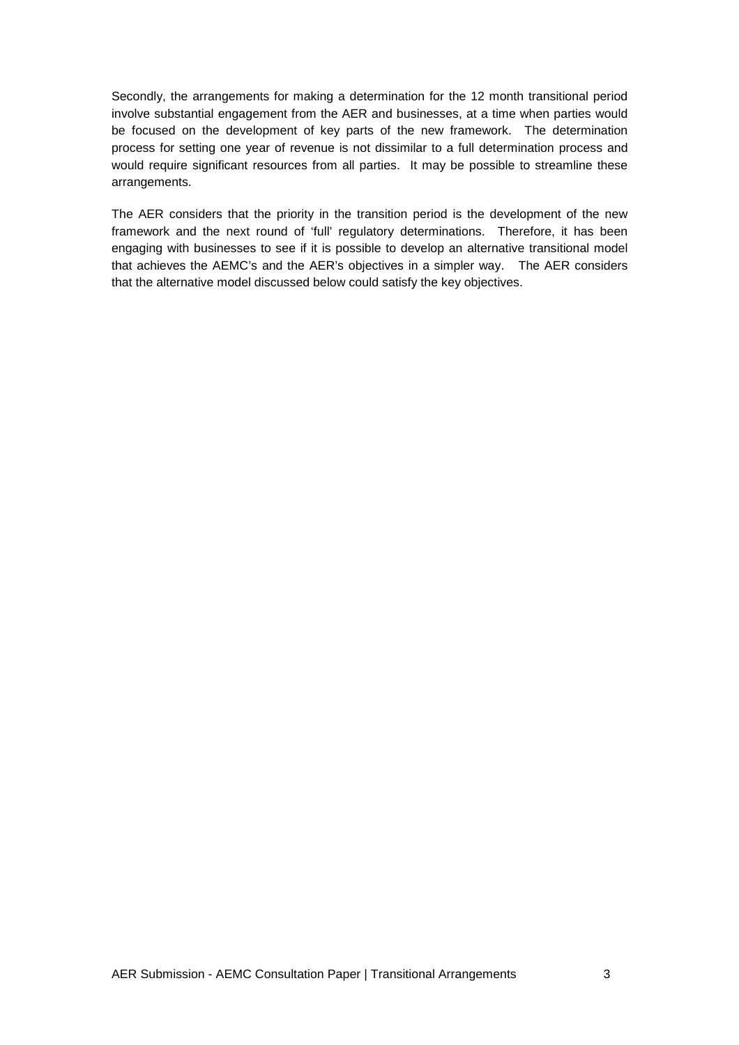Secondly, the arrangements for making a determination for the 12 month transitional period involve substantial engagement from the AER and businesses, at a time when parties would be focused on the development of key parts of the new framework. The determination process for setting one year of revenue is not dissimilar to a full determination process and would require significant resources from all parties. It may be possible to streamline these arrangements.

The AER considers that the priority in the transition period is the development of the new framework and the next round of 'full' regulatory determinations. Therefore, it has been engaging with businesses to see if it is possible to develop an alternative transitional model that achieves the AEMC's and the AER's objectives in a simpler way. The AER considers that the alternative model discussed below could satisfy the key objectives.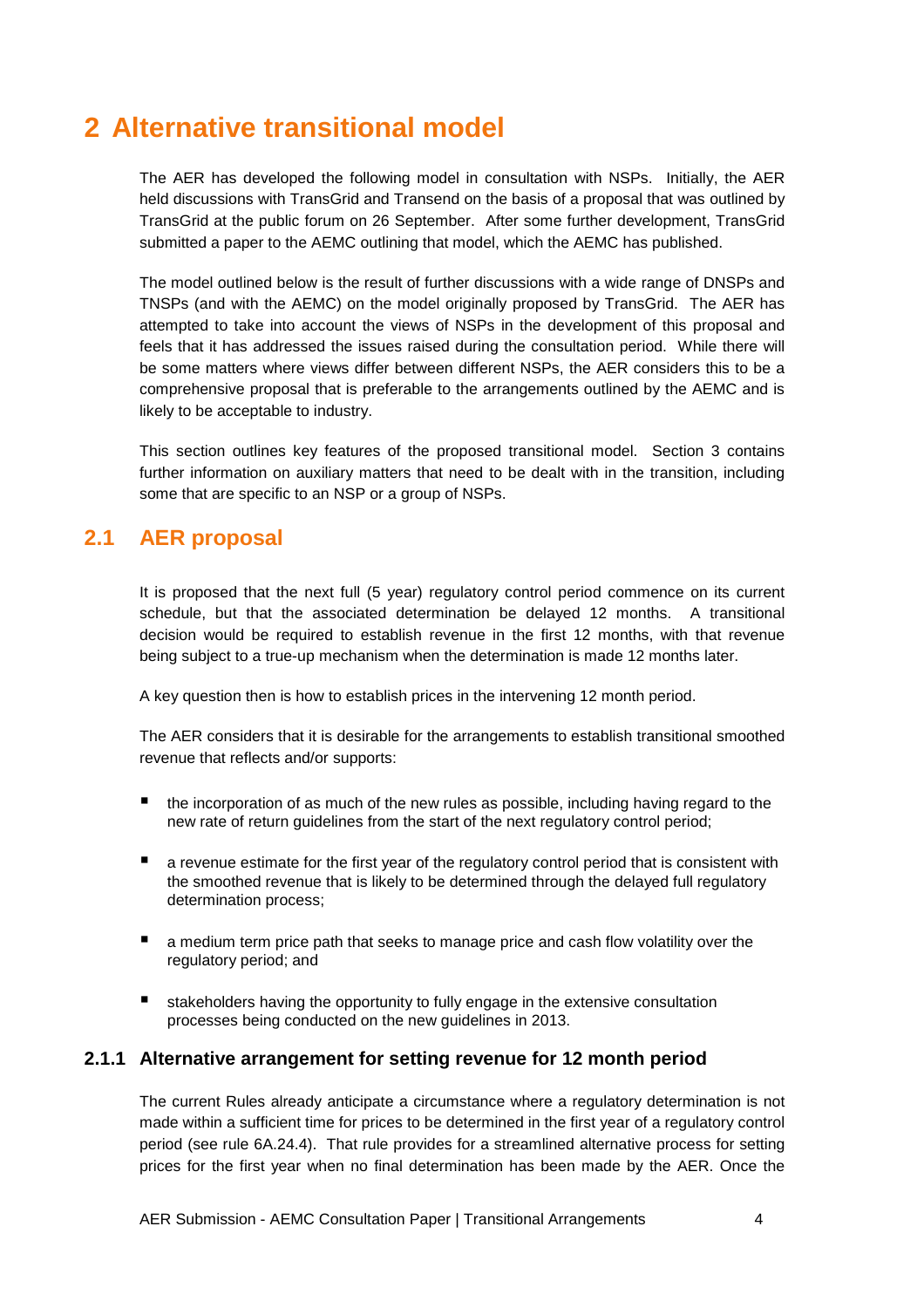# 2 Alternative transitional model

The AER has developed the following model in consultation with NSPs. Initially, the AER held discussions with TransGrid and Transend on the basis of a proposal that was outlined by TransGrid at the public forum on 26 September. After some further development, TransGrid submitted a paper to the AEMC outlining that model, which the AEMC has published.

The model outlined below is the result of further discussions with a wide range of DNSPs and TNSPs (and with the AEMC) on the model originally proposed by TransGrid. The AER has attempted to take into account the views of NSPs in the development of this proposal and feels that it has addressed the issues raised during the consultation period. While there will be some matters where views differ between different NSPs, the AER considers this to be a comprehensive proposal that is preferable to the arrangements outlined by the AEMC and is likely to be acceptable to industry.

This section outlines key features of the proposed transitional model. Section 3 contains further information on auxiliary matters that need to be dealt with in the transition, including some that are specific to an NSP or a group of NSPs.

## 2.1 AER proposal

It is proposed that the next full (5 year) regulatory control period commence on its current schedule, but that the associated determination be delayed 12 months. A transitional decision would be required to establish revenue in the first 12 months, with that revenue being subject to a true-up mechanism when the determination is made 12 months later.

A key question then is how to establish prices in the intervening 12 month period.

The AER considers that it is desirable for the arrangements to establish transitional smoothed revenue that reflects and/or supports:

- the incorporation of as much of the new rules as possible, including having regard to the new rate of return guidelines from the start of the next regulatory control period;
- a revenue estimate for the first year of the regulatory control period that is consistent with the smoothed revenue that is likely to be determined through the delayed full regulatory determination process;
- a medium term price path that seeks to manage price and cash flow volatility over the regulatory period; and
- stakeholders having the opportunity to fully engage in the extensive consultation processes being conducted on the new guidelines in 2013.

### 2.1.1 Alternative arrangement for setting revenue for 12 month period

The current Rules already anticipate a circumstance where a regulatory determination is not made within a sufficient time for prices to be determined in the first year of a regulatory control period (see rule 6A.24.4). That rule provides for a streamlined alternative process for setting prices for the first year when no final determination has been made by the AER. Once the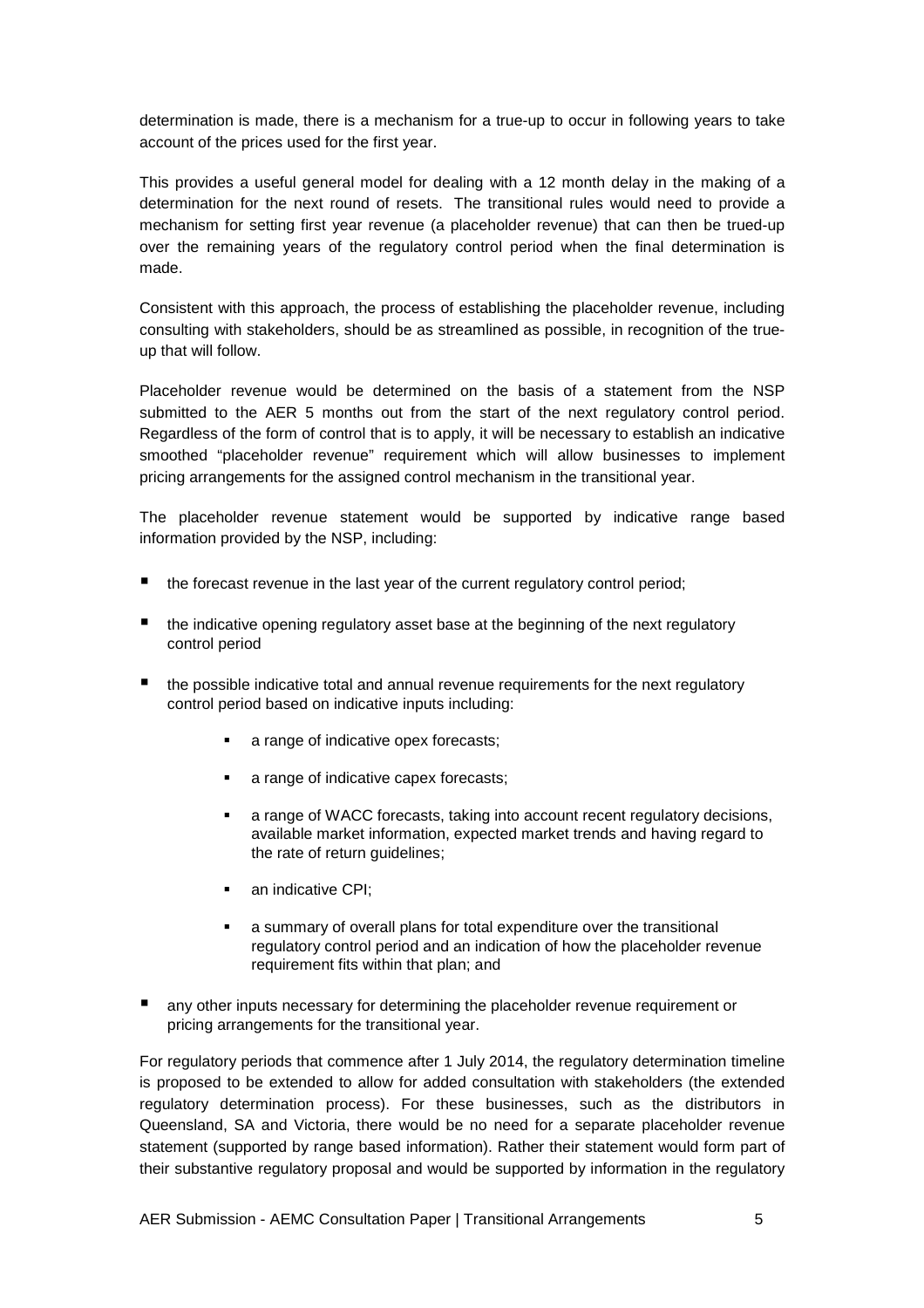determination is made, there is a mechanism for a true-up to occur in following years to take account of the prices used for the first year.

This provides a useful general model for dealing with a 12 month delay in the making of a determination for the next round of resets. The transitional rules would need to provide a mechanism for setting first year revenue (a placeholder revenue) that can then be trued-up over the remaining years of the regulatory control period when the final determination is made.

Consistent with this approach, the process of establishing the placeholder revenue, including consulting with stakeholders, should be as streamlined as possible, in recognition of the true-up that will follow.

Placeholder revenue would be determined on the basis of a statement from the NSP submitted to the AER 5 months out from the start of the next regulatory control period. Regardless of the form of control that is to apply, it will be necessary to establish an indicative smoothed "placeholder revenue" requirement which will allow businesses to implement pricing arrangements for the assigned control mechanism in the transitional year.

The placeholder revenue statement would be supported by indicative range based information provided by the NSP, including:

- the forecast revenue in the last year of the current regulatory control period;
- the indicative opening regulatory asset base at the beginning of the next regulatory control period
- the possible indicative total and annual revenue requirements for the next regulatory control period based on indicative inputs including:
    - a range of indicative opex forecasts;
    - a range of indicative capex forecasts;
    - a range of WACC forecasts, taking into account recent regulatory decisions, available market information, expected market trends and having regard to the rate of return guidelines;
    - an indicative CPI;
    - a summary of overall plans for total expenditure over the transitional regulatory control period and an indication of how the placeholder revenue requirement fits within that plan; and
- any other inputs necessary for determining the placeholder revenue requirement or pricing arrangements for the transitional year.

For regulatory periods that commence after 1 July 2014, the regulatory determination timeline is proposed to be extended to allow for added consultation with stakeholders (the extended regulatory determination process). For these businesses, such as the distributors in Queensland, SA and Victoria, there would be no need for a separate placeholder revenue statement (supported by range based information). Rather their statement would form part of their substantive regulatory proposal and would be supported by information in the regulatory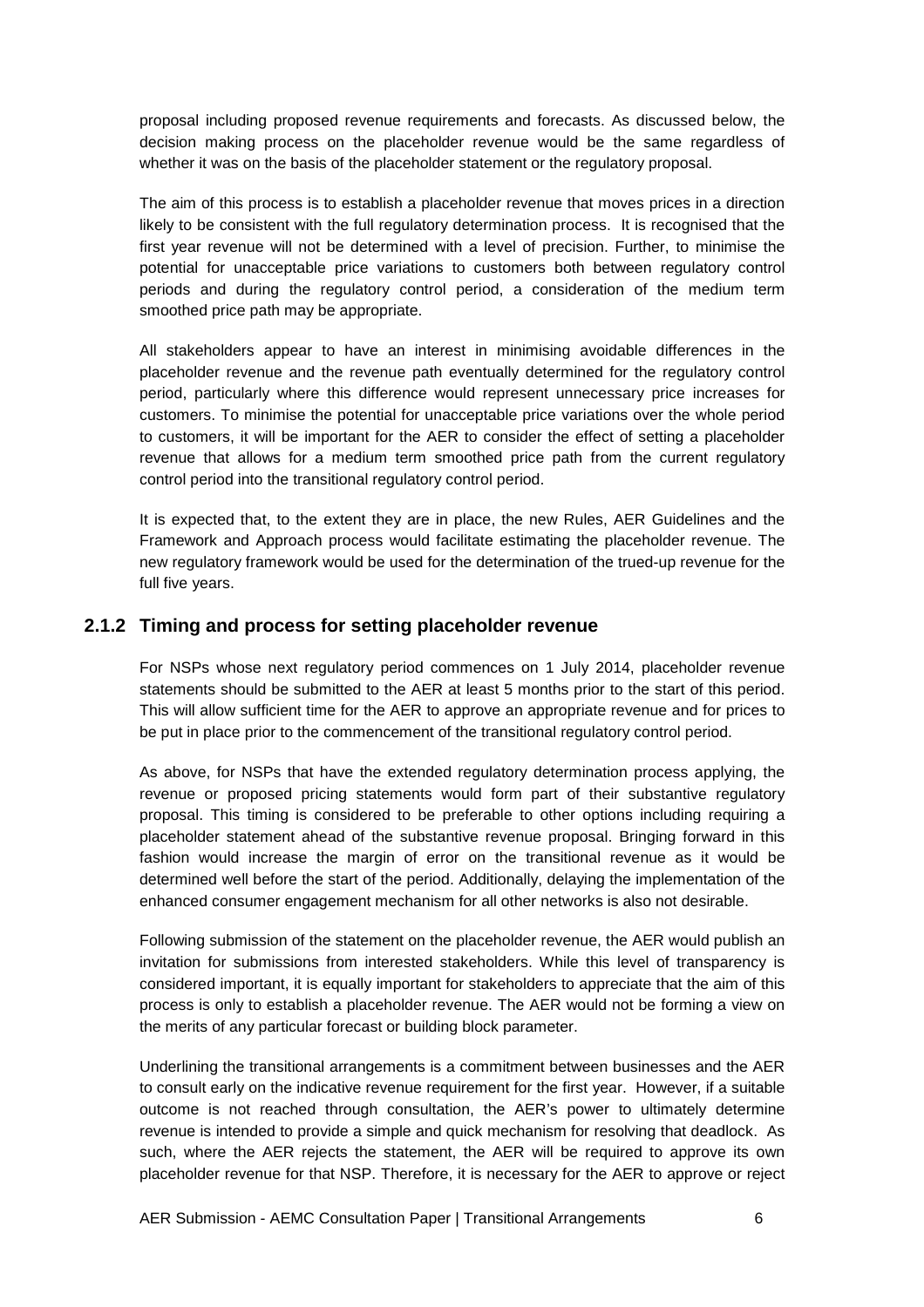proposal including proposed revenue requirements and forecasts. As discussed below, the decision making process on the placeholder revenue would be the same regardless of whether it was on the basis of the placeholder statement or the regulatory proposal.

The aim of this process is to establish a placeholder revenue that moves prices in a direction likely to be consistent with the full regulatory determination process. It is recognised that the first year revenue will not be determined with a level of precision. Further, to minimise the potential for unacceptable price variations to customers both between regulatory control periods and during the regulatory control period, a consideration of the medium term smoothed price path may be appropriate.

All stakeholders appear to have an interest in minimising avoidable differences in the placeholder revenue and the revenue path eventually determined for the regulatory control period, particularly where this difference would represent unnecessary price increases for customers. To minimise the potential for unacceptable price variations over the whole period to customers, it will be important for the AER to consider the effect of setting a placeholder revenue that allows for a medium term smoothed price path from the current regulatory control period into the transitional regulatory control period.

It is expected that, to the extent they are in place, the new Rules, AER Guidelines and the Framework and Approach process would facilitate estimating the placeholder revenue. The new regulatory framework would be used for the determination of the trued-up revenue for the full five years.

### 2.1.2 Timing and process for setting placeholder revenue

For NSPs whose next regulatory period commences on 1 July 2014, placeholder revenue statements should be submitted to the AER at least 5 months prior to the start of this period. This will allow sufficient time for the AER to approve an appropriate revenue and for prices to be put in place prior to the commencement of the transitional regulatory control period.

As above, for NSPs that have the extended regulatory determination process applying, the revenue or proposed pricing statements would form part of their substantive regulatory proposal. This timing is considered to be preferable to other options including requiring a placeholder statement ahead of the substantive revenue proposal. Bringing forward in this fashion would increase the margin of error on the transitional revenue as it would be determined well before the start of the period. Additionally, delaying the implementation of the enhanced consumer engagement mechanism for all other networks is also not desirable.

Following submission of the statement on the placeholder revenue, the AER would publish an invitation for submissions from interested stakeholders. While this level of transparency is considered important, it is equally important for stakeholders to appreciate that the aim of this process is only to establish a placeholder revenue. The AER would not be forming a view on the merits of any particular forecast or building block parameter.

Underlining the transitional arrangements is a commitment between businesses and the AER to consult early on the indicative revenue requirement for the first year. However, if a suitable outcome is not reached through consultation, the AER's power to ultimately determine revenue is intended to provide a simple and quick mechanism for resolving that deadlock. As such, where the AER rejects the statement, the AER will be required to approve its own placeholder revenue for that NSP. Therefore, it is necessary for the AER to approve or reject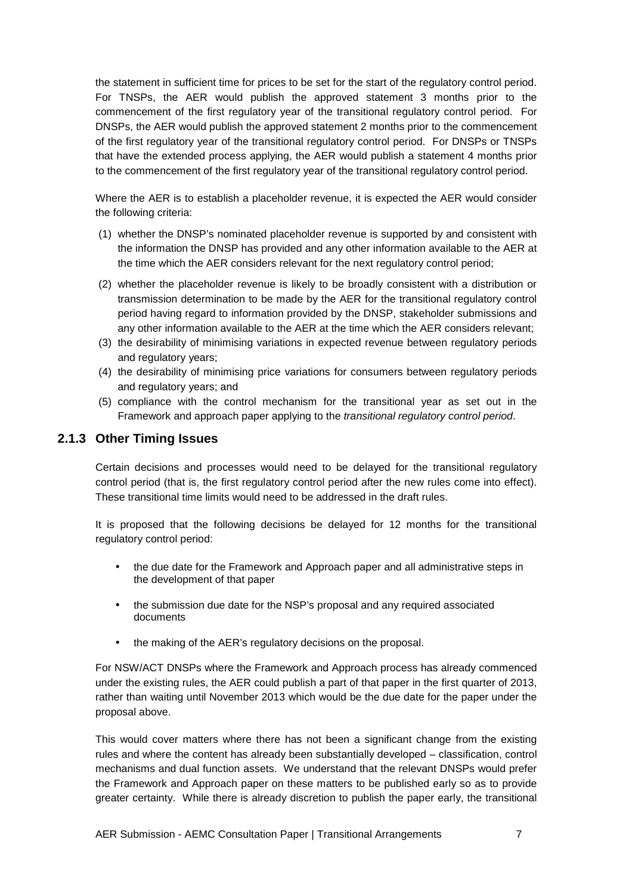the statement in sufficient time for prices to be set for the start of the regulatory control period. For TNSPs, the AER would publish the approved statement 3 months prior to the commencement of the first regulatory year of the transitional regulatory control period. For DNSPs, the AER would publish the approved statement 2 months prior to the commencement of the first regulatory year of the transitional regulatory control period. For DNSPs or TNSPs that have the extended process applying, the AER would publish a statement 4 months prior to the commencement of the first regulatory year of the transitional regulatory control period.

Where the AER is to establish a placeholder revenue, it is expected the AER would consider the following criteria:

(1) whether the DNSP's nominated placeholder revenue is supported by and consistent with the information the DNSP has provided and any other information available to the AER at the time which the AER considers relevant for the next regulatory control period;

(2) whether the placeholder revenue is likely to be broadly consistent with a distribution or transmission determination to be made by the AER for the transitional regulatory control period having regard to information provided by the DNSP, stakeholder submissions and any other information available to the AER at the time which the AER considers relevant;

(3) the desirability of minimising variations in expected revenue between regulatory periods and regulatory years;

(4) the desirability of minimising price variations for consumers between regulatory periods and regulatory years; and

(5) compliance with the control mechanism for the transitional year as set out in the Framework and approach paper applying to the *transitional regulatory control period*.

### 2.1.3 Other Timing Issues

Certain decisions and processes would need to be delayed for the transitional regulatory control period (that is, the first regulatory control period after the new rules come into effect). These transitional time limits would need to be addressed in the draft rules.

It is proposed that the following decisions be delayed for 12 months for the transitional regulatory control period:

- the due date for the Framework and Approach paper and all administrative steps in the development of that paper
- the submission due date for the NSP's proposal and any required associated documents
- the making of the AER's regulatory decisions on the proposal.

For NSW/ACT DNSPs where the Framework and Approach process has already commenced under the existing rules, the AER could publish a part of that paper in the first quarter of 2013, rather than waiting until November 2013 which would be the due date for the paper under the proposal above.

This would cover matters where there has not been a significant change from the existing rules and where the content has already been substantially developed – classification, control mechanisms and dual function assets. We understand that the relevant DNSPs would prefer the Framework and Approach paper on these matters to be published early so as to provide greater certainty. While there is already discretion to publish the paper early, the transitional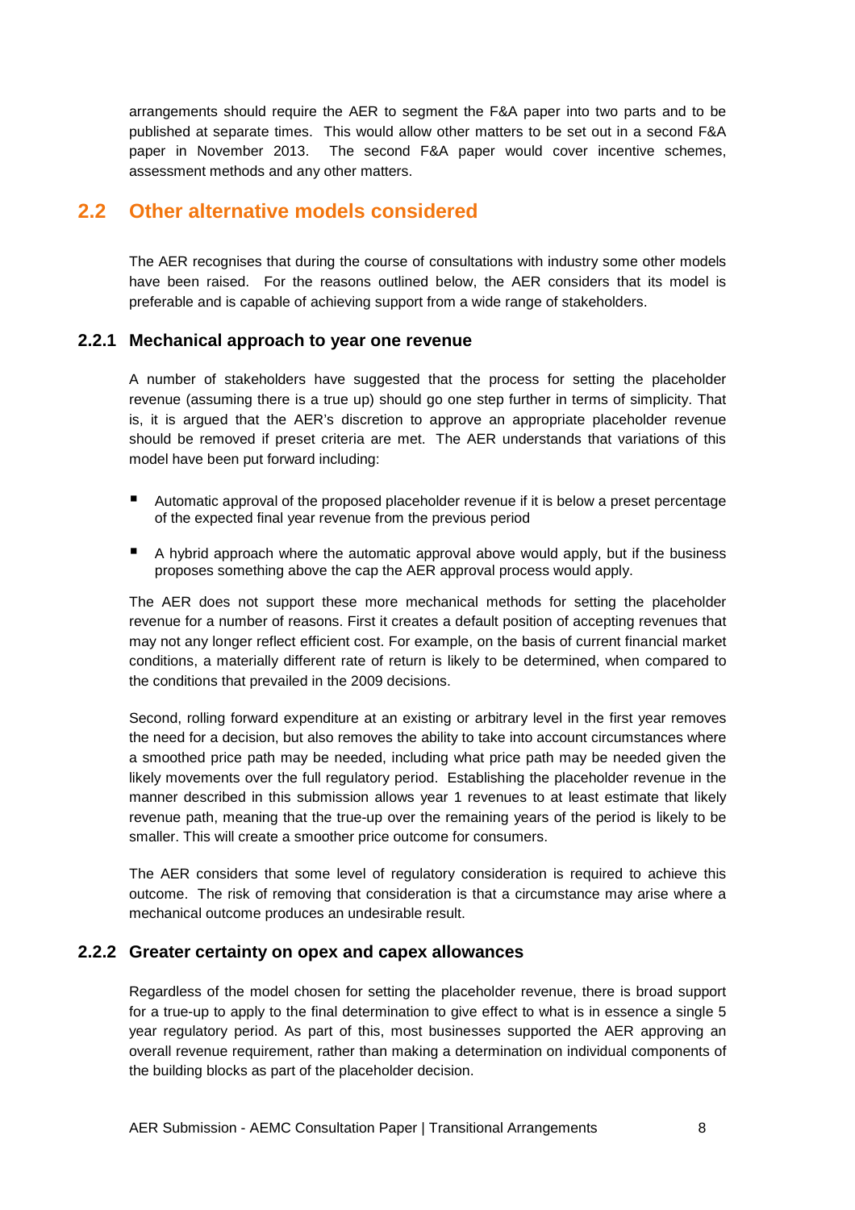arrangements should require the AER to segment the F&A paper into two parts and to be published at separate times. This would allow other matters to be set out in a second F&A paper in November 2013. The second F&A paper would cover incentive schemes, assessment methods and any other matters.

## 2.2 Other alternative models considered

The AER recognises that during the course of consultations with industry some other models have been raised. For the reasons outlined below, the AER considers that its model is preferable and is capable of achieving support from a wide range of stakeholders.

### 2.2.1 Mechanical approach to year one revenue

A number of stakeholders have suggested that the process for setting the placeholder revenue (assuming there is a true up) should go one step further in terms of simplicity. That is, it is argued that the AER's discretion to approve an appropriate placeholder revenue should be removed if preset criteria are met. The AER understands that variations of this model have been put forward including:

- Automatic approval of the proposed placeholder revenue if it is below a preset percentage of the expected final year revenue from the previous period
- A hybrid approach where the automatic approval above would apply, but if the business proposes something above the cap the AER approval process would apply.

The AER does not support these more mechanical methods for setting the placeholder revenue for a number of reasons. First it creates a default position of accepting revenues that may not any longer reflect efficient cost. For example, on the basis of current financial market conditions, a materially different rate of return is likely to be determined, when compared to the conditions that prevailed in the 2009 decisions.

Second, rolling forward expenditure at an existing or arbitrary level in the first year removes the need for a decision, but also removes the ability to take into account circumstances where a smoothed price path may be needed, including what price path may be needed given the likely movements over the full regulatory period. Establishing the placeholder revenue in the manner described in this submission allows year 1 revenues to at least estimate that likely revenue path, meaning that the true-up over the remaining years of the period is likely to be smaller. This will create a smoother price outcome for consumers.

The AER considers that some level of regulatory consideration is required to achieve this outcome. The risk of removing that consideration is that a circumstance may arise where a mechanical outcome produces an undesirable result.

### 2.2.2 Greater certainty on opex and capex allowances

Regardless of the model chosen for setting the placeholder revenue, there is broad support for a true-up to apply to the final determination to give effect to what is in essence a single 5 year regulatory period. As part of this, most businesses supported the AER approving an overall revenue requirement, rather than making a determination on individual components of the building blocks as part of the placeholder decision.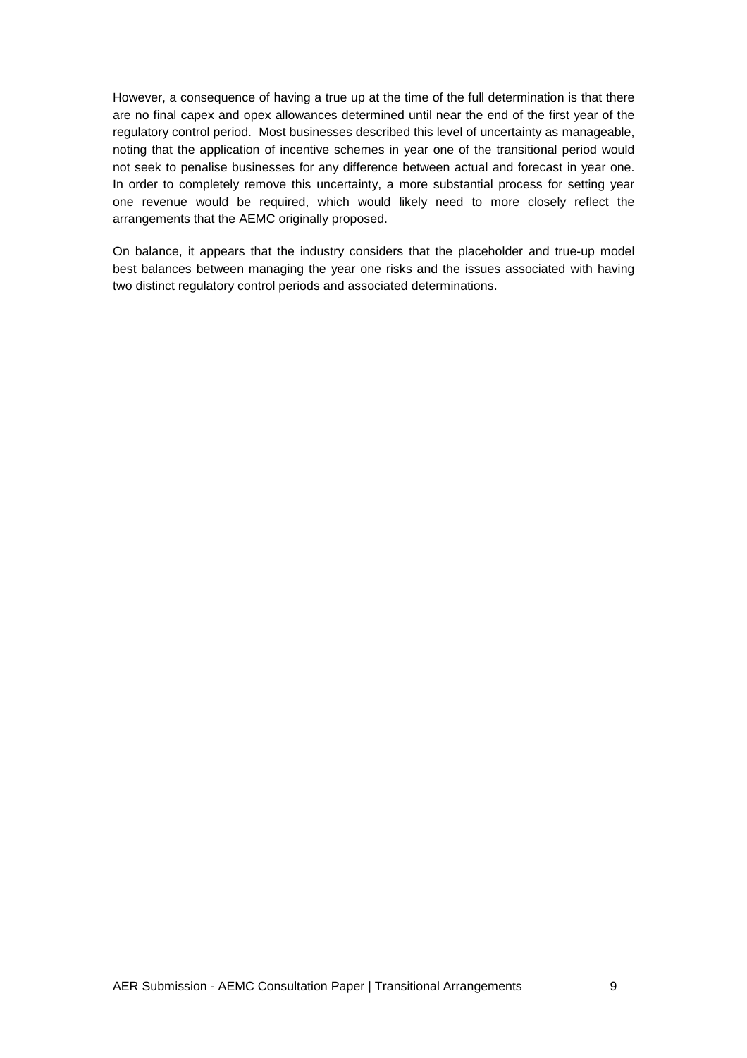However, a consequence of having a true up at the time of the full determination is that there are no final capex and opex allowances determined until near the end of the first year of the regulatory control period. Most businesses described this level of uncertainty as manageable, noting that the application of incentive schemes in year one of the transitional period would not seek to penalise businesses for any difference between actual and forecast in year one. In order to completely remove this uncertainty, a more substantial process for setting year one revenue would be required, which would likely need to more closely reflect the arrangements that the AEMC originally proposed.

On balance, it appears that the industry considers that the placeholder and true-up model best balances between managing the year one risks and the issues associated with having two distinct regulatory control periods and associated determinations.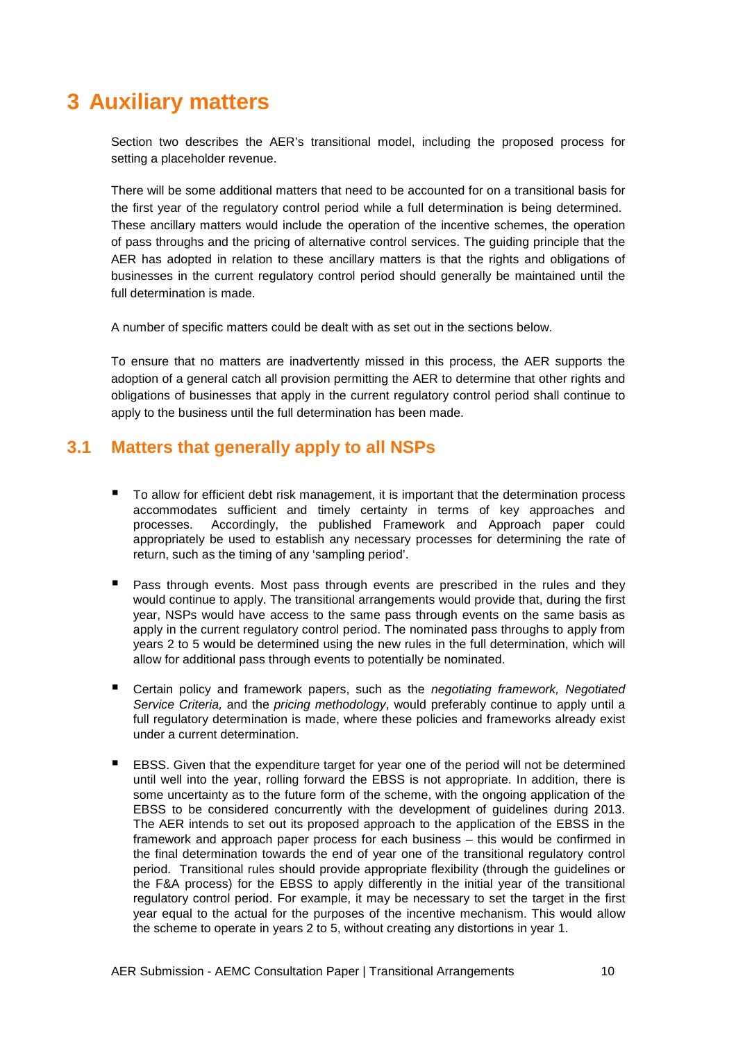# 3 Auxiliary matters

Section two describes the AER's transitional model, including the proposed process for setting a placeholder revenue.

There will be some additional matters that need to be accounted for on a transitional basis for the first year of the regulatory control period while a full determination is being determined. These ancillary matters would include the operation of the incentive schemes, the operation of pass throughs and the pricing of alternative control services. The guiding principle that the AER has adopted in relation to these ancillary matters is that the rights and obligations of businesses in the current regulatory control period should generally be maintained until the full determination is made.

A number of specific matters could be dealt with as set out in the sections below.

To ensure that no matters are inadvertently missed in this process, the AER supports the adoption of a general catch all provision permitting the AER to determine that other rights and obligations of businesses that apply in the current regulatory control period shall continue to apply to the business until the full determination has been made.

## 3.1 Matters that generally apply to all NSPs

- To allow for efficient debt risk management, it is important that the determination process accommodates sufficient and timely certainty in terms of key approaches and processes. Accordingly, the published Framework and Approach paper could appropriately be used to establish any necessary processes for determining the rate of return, such as the timing of any 'sampling period'.
- Pass through events. Most pass through events are prescribed in the rules and they would continue to apply. The transitional arrangements would provide that, during the first year, NSPs would have access to the same pass through events on the same basis as apply in the current regulatory control period. The nominated pass throughs to apply from years 2 to 5 would be determined using the new rules in the full determination, which will allow for additional pass through events to potentially be nominated.
- Certain policy and framework papers, such as the *negotiating framework, Negotiated Service Criteria,* and the *pricing methodology*, would preferably continue to apply until a full regulatory determination is made, where these policies and frameworks already exist under a current determination.
- EBSS. Given that the expenditure target for year one of the period will not be determined until well into the year, rolling forward the EBSS is not appropriate. In addition, there is some uncertainty as to the future form of the scheme, with the ongoing application of the EBSS to be considered concurrently with the development of guidelines during 2013. The AER intends to set out its proposed approach to the application of the EBSS in the framework and approach paper process for each business – this would be confirmed in the final determination towards the end of year one of the transitional regulatory control period. Transitional rules should provide appropriate flexibility (through the guidelines or the F&A process) for the EBSS to apply differently in the initial year of the transitional regulatory control period. For example, it may be necessary to set the target in the first year equal to the actual for the purposes of the incentive mechanism. This would allow the scheme to operate in years 2 to 5, without creating any distortions in year 1.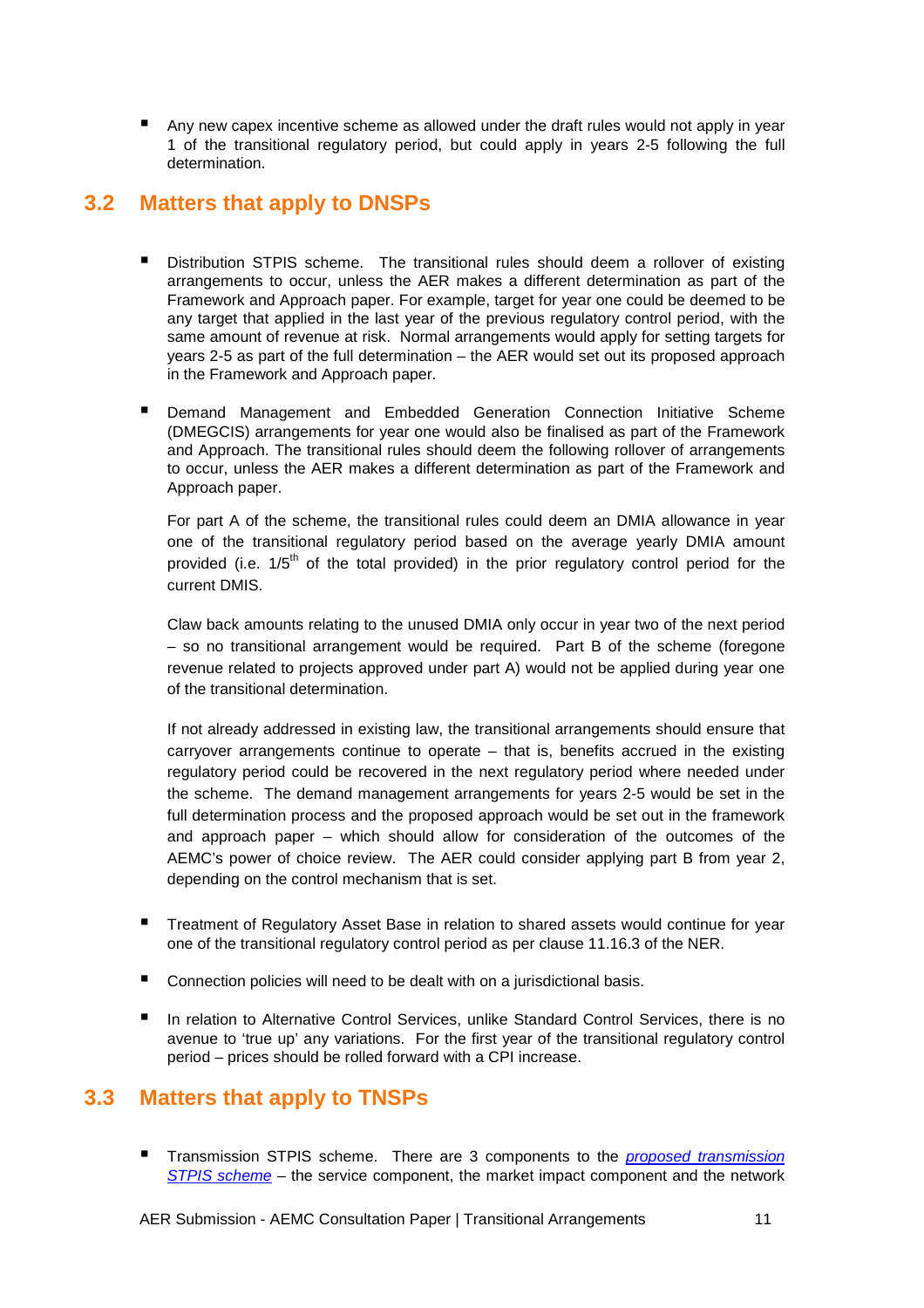- Any new capex incentive scheme as allowed under the draft rules would not apply in year 1 of the transitional regulatory period, but could apply in years 2-5 following the full determination.

## 3.2 Matters that apply to DNSPs

- Distribution STPIS scheme. The transitional rules should deem a rollover of existing arrangements to occur, unless the AER makes a different determination as part of the Framework and Approach paper. For example, target for year one could be deemed to be any target that applied in the last year of the previous regulatory control period, with the same amount of revenue at risk. Normal arrangements would apply for setting targets for years 2-5 as part of the full determination – the AER would set out its proposed approach in the Framework and Approach paper.

- Demand Management and Embedded Generation Connection Initiative Scheme (DMEGCIS) arrangements for year one would also be finalised as part of the Framework and Approach. The transitional rules should deem the following rollover of arrangements to occur, unless the AER makes a different determination as part of the Framework and Approach paper.

  For part A of the scheme, the transitional rules could deem an DMIA allowance in year one of the transitional regulatory period based on the average yearly DMIA amount provided (i.e. 1/5th of the total provided) in the prior regulatory control period for the current DMIS.

  Claw back amounts relating to the unused DMIA only occur in year two of the next period – so no transitional arrangement would be required. Part B of the scheme (foregone revenue related to projects approved under part A) would not be applied during year one of the transitional determination.

  If not already addressed in existing law, the transitional arrangements should ensure that carryover arrangements continue to operate – that is, benefits accrued in the existing regulatory period could be recovered in the next regulatory period where needed under the scheme. The demand management arrangements for years 2-5 would be set in the full determination process and the proposed approach would be set out in the framework and approach paper – which should allow for consideration of the outcomes of the AEMC's power of choice review. The AER could consider applying part B from year 2, depending on the control mechanism that is set.

- Treatment of Regulatory Asset Base in relation to shared assets would continue for year one of the transitional regulatory control period as per clause 11.16.3 of the NER.

- Connection policies will need to be dealt with on a jurisdictional basis.

- In relation to Alternative Control Services, unlike Standard Control Services, there is no avenue to 'true up' any variations. For the first year of the transitional regulatory control period – prices should be rolled forward with a CPI increase.

## 3.3 Matters that apply to TNSPs

- Transmission STPIS scheme. There are 3 components to the *proposed transmission STPIS scheme* – the service component, the market impact component and the network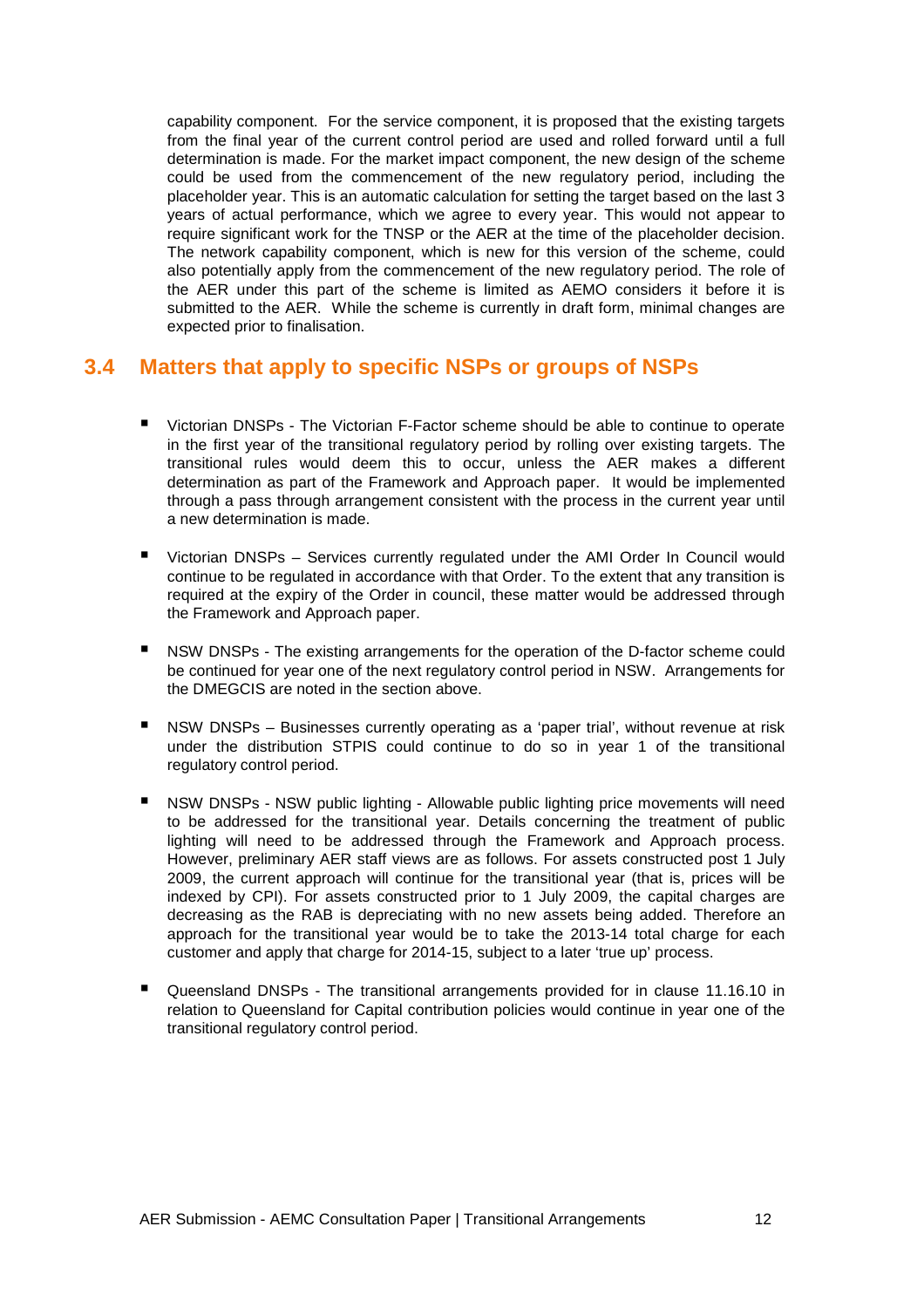capability component. For the service component, it is proposed that the existing targets from the final year of the current control period are used and rolled forward until a full determination is made. For the market impact component, the new design of the scheme could be used from the commencement of the new regulatory period, including the placeholder year. This is an automatic calculation for setting the target based on the last 3 years of actual performance, which we agree to every year. This would not appear to require significant work for the TNSP or the AER at the time of the placeholder decision. The network capability component, which is new for this version of the scheme, could also potentially apply from the commencement of the new regulatory period. The role of the AER under this part of the scheme is limited as AEMO considers it before it is submitted to the AER. While the scheme is currently in draft form, minimal changes are expected prior to finalisation.

## 3.4 Matters that apply to specific NSPs or groups of NSPs

- Victorian DNSPs - The Victorian F-Factor scheme should be able to continue to operate in the first year of the transitional regulatory period by rolling over existing targets. The transitional rules would deem this to occur, unless the AER makes a different determination as part of the Framework and Approach paper. It would be implemented through a pass through arrangement consistent with the process in the current year until a new determination is made.

- Victorian DNSPs – Services currently regulated under the AMI Order In Council would continue to be regulated in accordance with that Order. To the extent that any transition is required at the expiry of the Order in council, these matter would be addressed through the Framework and Approach paper.

- NSW DNSPs - The existing arrangements for the operation of the D-factor scheme could be continued for year one of the next regulatory control period in NSW. Arrangements for the DMEGCIS are noted in the section above.

- NSW DNSPs – Businesses currently operating as a 'paper trial', without revenue at risk under the distribution STPIS could continue to do so in year 1 of the transitional regulatory control period.

- NSW DNSPs - NSW public lighting - Allowable public lighting price movements will need to be addressed for the transitional year. Details concerning the treatment of public lighting will need to be addressed through the Framework and Approach process. However, preliminary AER staff views are as follows. For assets constructed post 1 July 2009, the current approach will continue for the transitional year (that is, prices will be indexed by CPI). For assets constructed prior to 1 July 2009, the capital charges are decreasing as the RAB is depreciating with no new assets being added. Therefore an approach for the transitional year would be to take the 2013-14 total charge for each customer and apply that charge for 2014-15, subject to a later 'true up' process.

- Queensland DNSPs - The transitional arrangements provided for in clause 11.16.10 in relation to Queensland for Capital contribution policies would continue in year one of the transitional regulatory control period.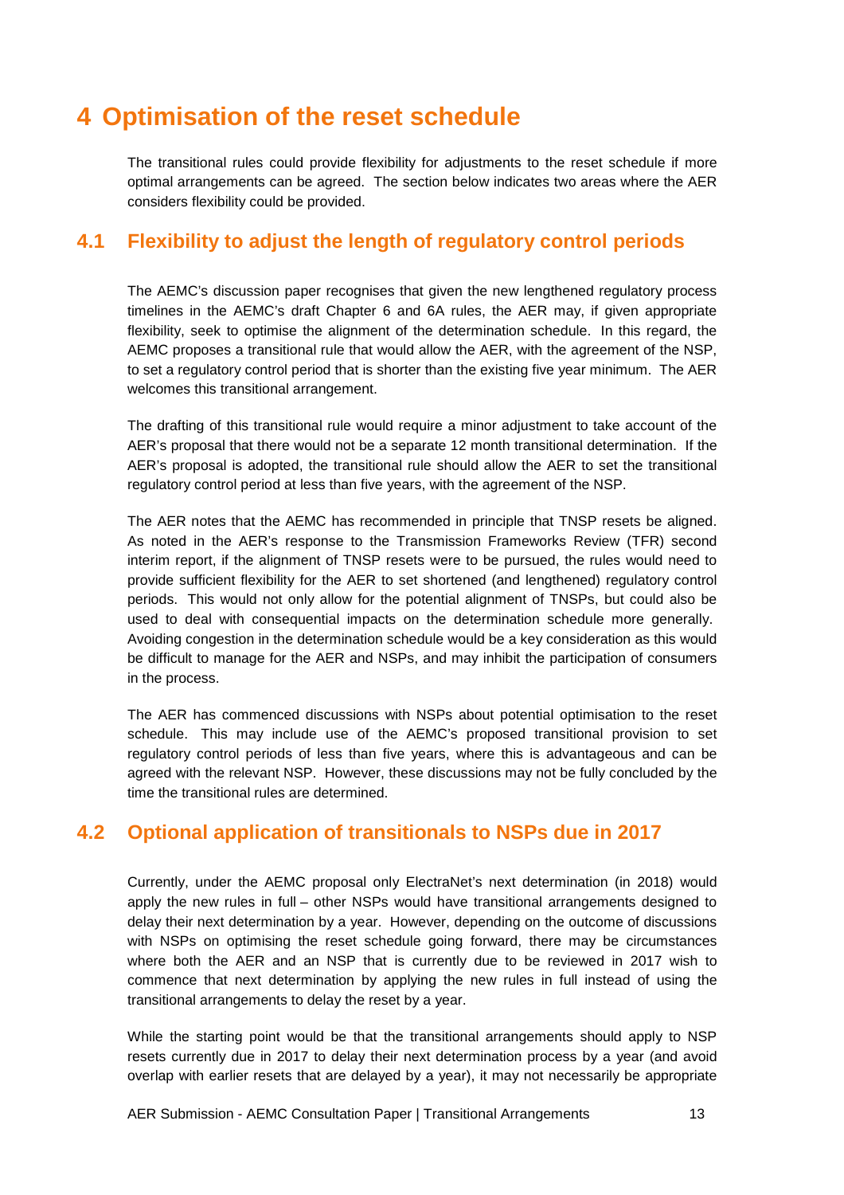# 4 Optimisation of the reset schedule

The transitional rules could provide flexibility for adjustments to the reset schedule if more optimal arrangements can be agreed. The section below indicates two areas where the AER considers flexibility could be provided.

## 4.1 Flexibility to adjust the length of regulatory control periods

The AEMC's discussion paper recognises that given the new lengthened regulatory process timelines in the AEMC's draft Chapter 6 and 6A rules, the AER may, if given appropriate flexibility, seek to optimise the alignment of the determination schedule. In this regard, the AEMC proposes a transitional rule that would allow the AER, with the agreement of the NSP, to set a regulatory control period that is shorter than the existing five year minimum. The AER welcomes this transitional arrangement.

The drafting of this transitional rule would require a minor adjustment to take account of the AER's proposal that there would not be a separate 12 month transitional determination. If the AER's proposal is adopted, the transitional rule should allow the AER to set the transitional regulatory control period at less than five years, with the agreement of the NSP.

The AER notes that the AEMC has recommended in principle that TNSP resets be aligned. As noted in the AER's response to the Transmission Frameworks Review (TFR) second interim report, if the alignment of TNSP resets were to be pursued, the rules would need to provide sufficient flexibility for the AER to set shortened (and lengthened) regulatory control periods. This would not only allow for the potential alignment of TNSPs, but could also be used to deal with consequential impacts on the determination schedule more generally. Avoiding congestion in the determination schedule would be a key consideration as this would be difficult to manage for the AER and NSPs, and may inhibit the participation of consumers in the process.

The AER has commenced discussions with NSPs about potential optimisation to the reset schedule. This may include use of the AEMC's proposed transitional provision to set regulatory control periods of less than five years, where this is advantageous and can be agreed with the relevant NSP. However, these discussions may not be fully concluded by the time the transitional rules are determined.

## 4.2 Optional application of transitionals to NSPs due in 2017

Currently, under the AEMC proposal only ElectraNet's next determination (in 2018) would apply the new rules in full – other NSPs would have transitional arrangements designed to delay their next determination by a year. However, depending on the outcome of discussions with NSPs on optimising the reset schedule going forward, there may be circumstances where both the AER and an NSP that is currently due to be reviewed in 2017 wish to commence that next determination by applying the new rules in full instead of using the transitional arrangements to delay the reset by a year.

While the starting point would be that the transitional arrangements should apply to NSP resets currently due in 2017 to delay their next determination process by a year (and avoid overlap with earlier resets that are delayed by a year), it may not necessarily be appropriate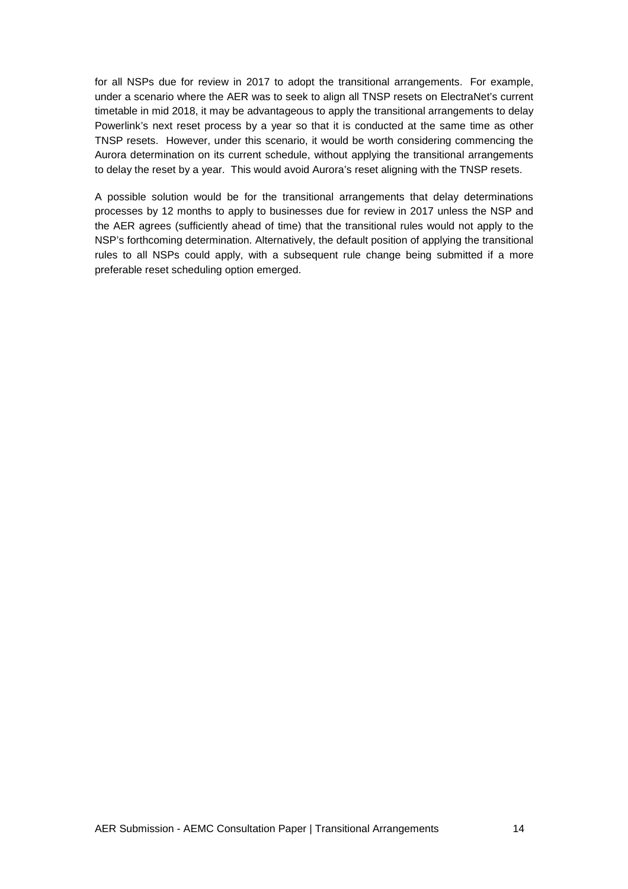for all NSPs due for review in 2017 to adopt the transitional arrangements. For example, under a scenario where the AER was to seek to align all TNSP resets on ElectraNet's current timetable in mid 2018, it may be advantageous to apply the transitional arrangements to delay Powerlink's next reset process by a year so that it is conducted at the same time as other TNSP resets. However, under this scenario, it would be worth considering commencing the Aurora determination on its current schedule, without applying the transitional arrangements to delay the reset by a year. This would avoid Aurora's reset aligning with the TNSP resets.

A possible solution would be for the transitional arrangements that delay determinations processes by 12 months to apply to businesses due for review in 2017 unless the NSP and the AER agrees (sufficiently ahead of time) that the transitional rules would not apply to the NSP's forthcoming determination. Alternatively, the default position of applying the transitional rules to all NSPs could apply, with a subsequent rule change being submitted if a more preferable reset scheduling option emerged.